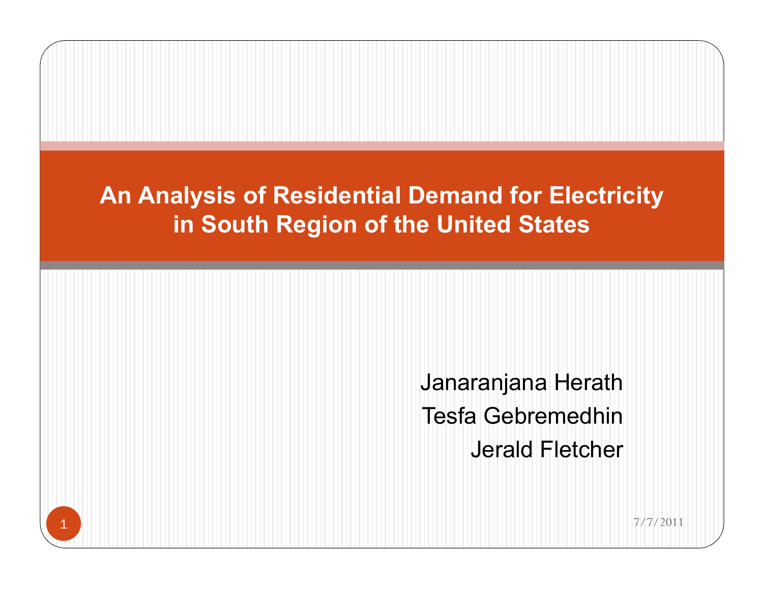# An Analysis of Residential Demand for Electricity in South Region of the United States

Janaranjana Herath

Tesfa Gebremedhin

Jerald Fletcher

7/7/2011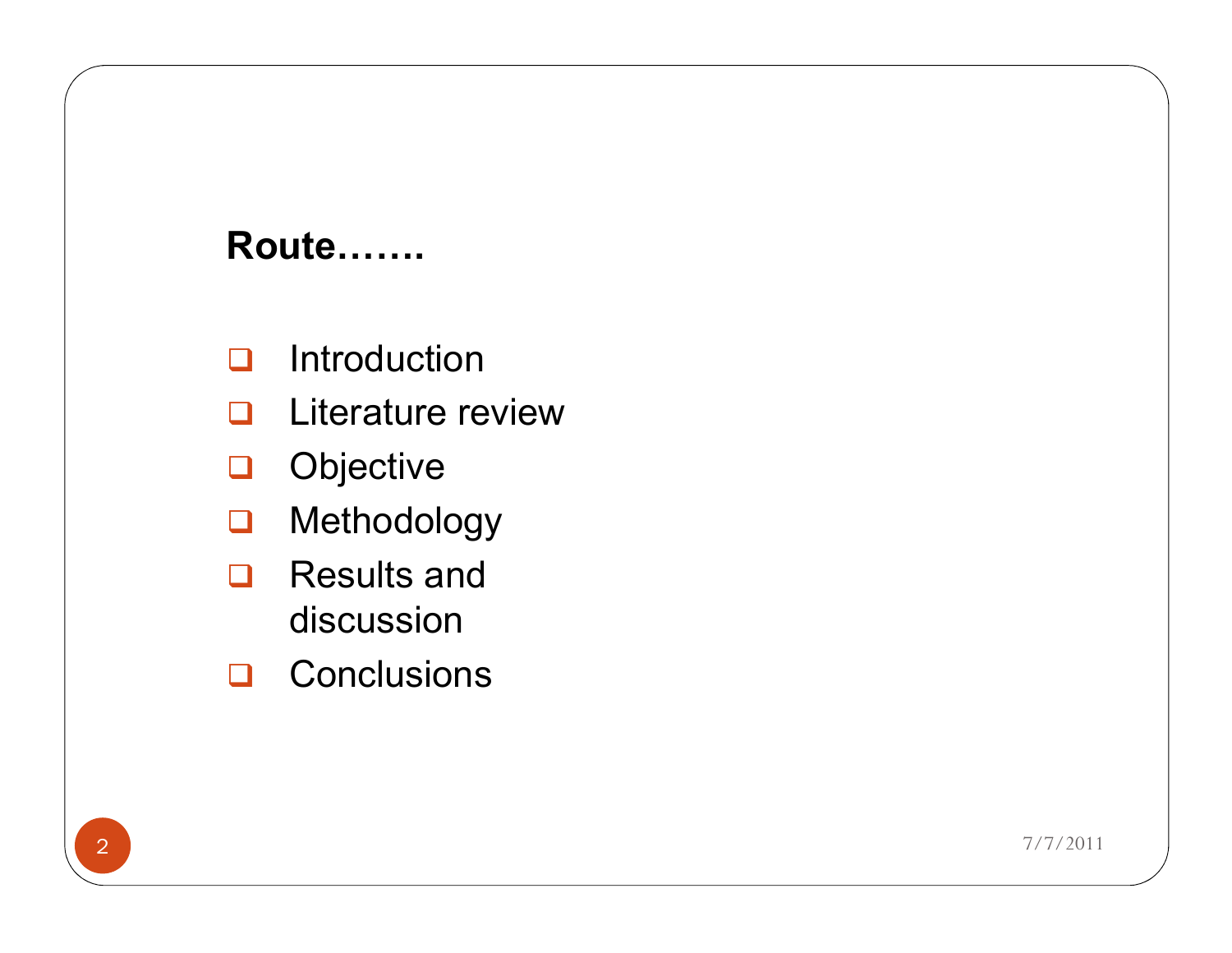**Route…….**

- Introduction
- Literature review
- Objective
- Methodology
- Results and discussion
- Conclusions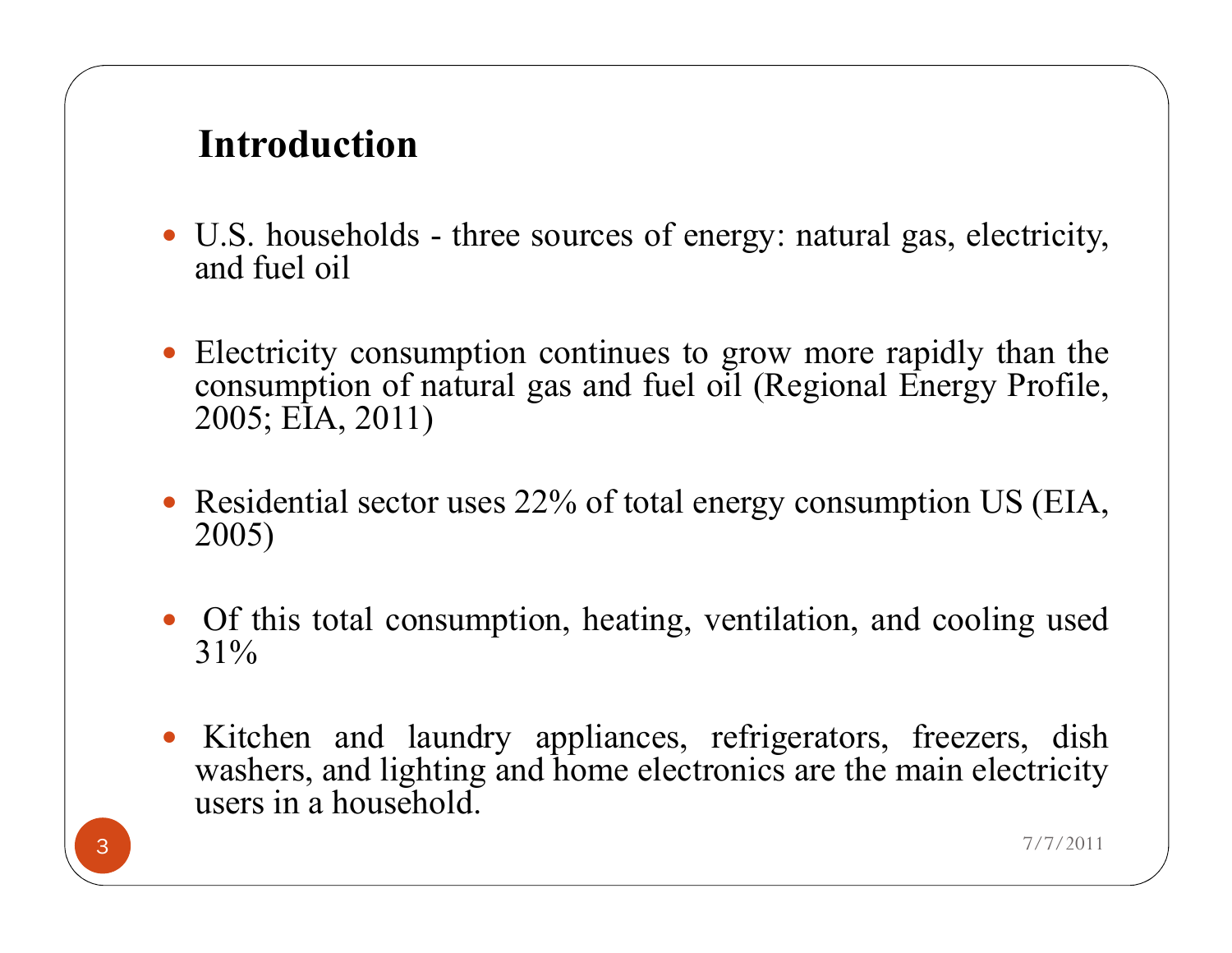## Introduction

- U.S. households - three sources of energy: natural gas, electricity, and fuel oil
- Electricity consumption continues to grow more rapidly than the consumption of natural gas and fuel oil (Regional Energy Profile, 2005; EIA, 2011)
- Residential sector uses 22% of total energy consumption US (EIA, 2005)
- Of this total consumption, heating, ventilation, and cooling used 31%
- Kitchen and laundry appliances, refrigerators, freezers, dish washers, and lighting and home electronics are the main electricity users in a household.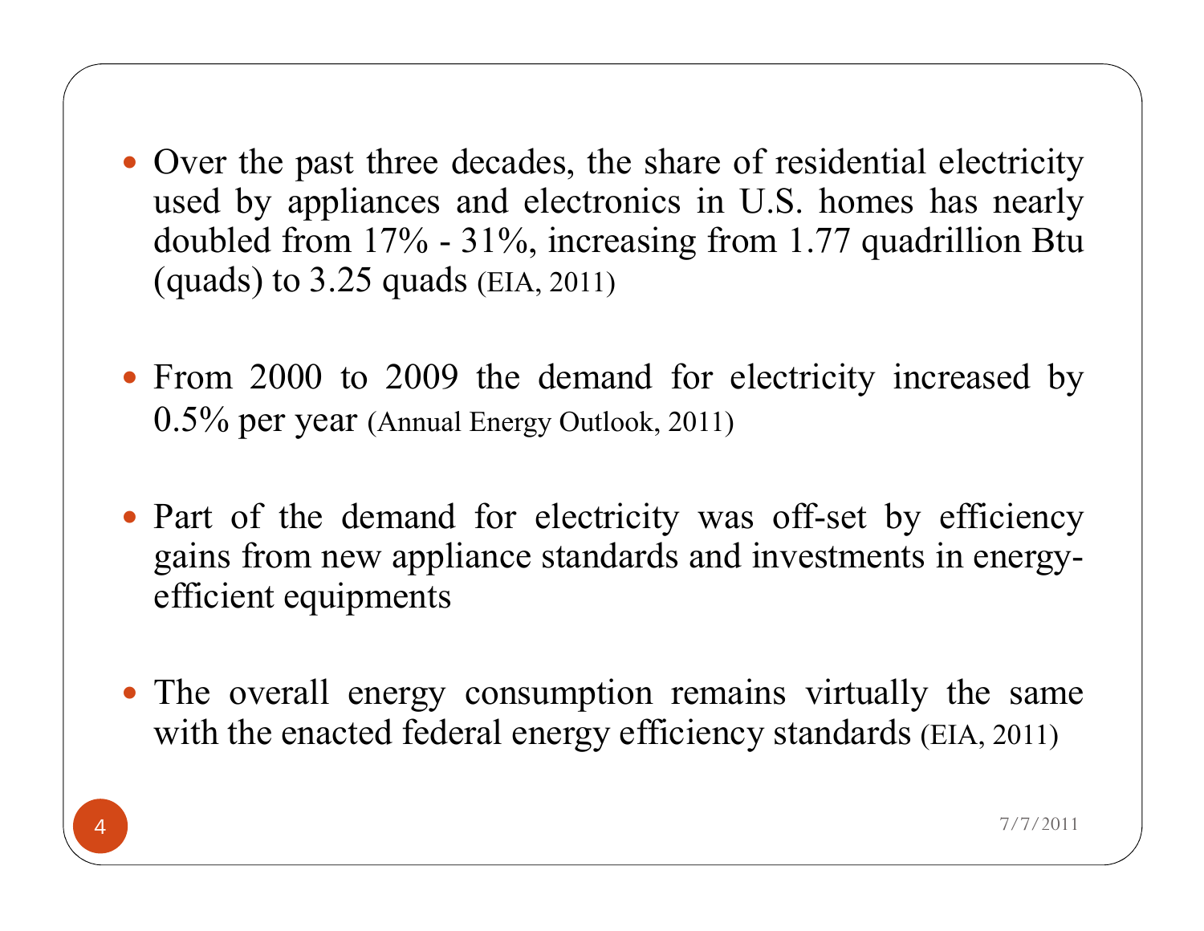- Over the past three decades, the share of residential electricity used by appliances and electronics in U.S. homes has nearly doubled from 17% - 31%, increasing from 1.77 quadrillion Btu (quads) to 3.25 quads (EIA, 2011)

- From 2000 to 2009 the demand for electricity increased by 0.5% per year (Annual Energy Outlook, 2011)

- Part of the demand for electricity was off-set by efficiency gains from new appliance standards and investments in energy-efficient equipments

- The overall energy consumption remains virtually the same with the enacted federal energy efficiency standards (EIA, 2011)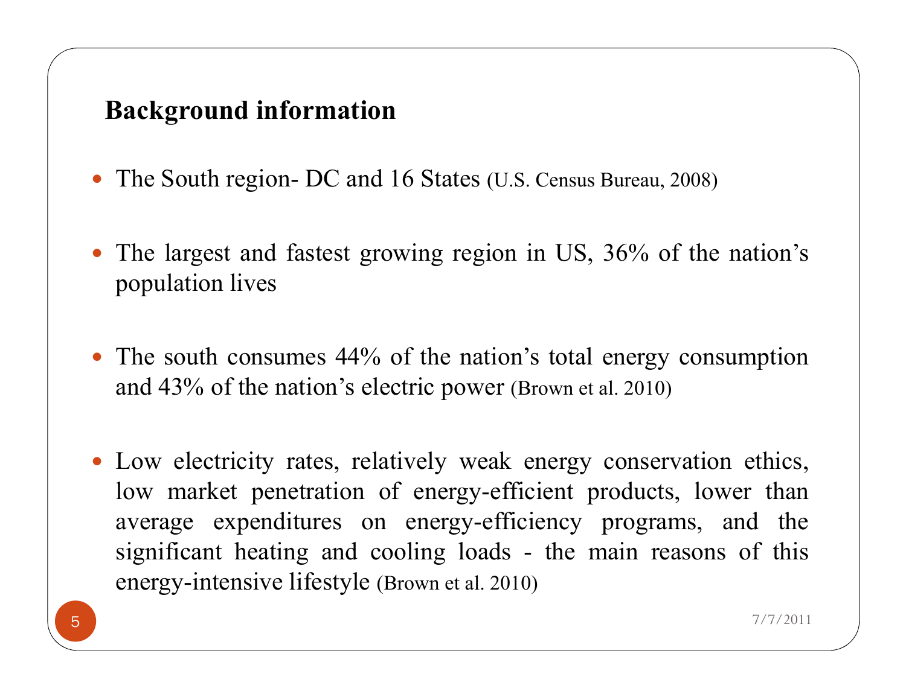## Background information

- The South region- DC and 16 States (U.S. Census Bureau, 2008)

- The largest and fastest growing region in US, 36% of the nation's population lives

- The south consumes 44% of the nation's total energy consumption and 43% of the nation's electric power (Brown et al. 2010)

- Low electricity rates, relatively weak energy conservation ethics, low market penetration of energy-efficient products, lower than average expenditures on energy-efficiency programs, and the significant heating and cooling loads - the main reasons of this energy-intensive lifestyle (Brown et al. 2010)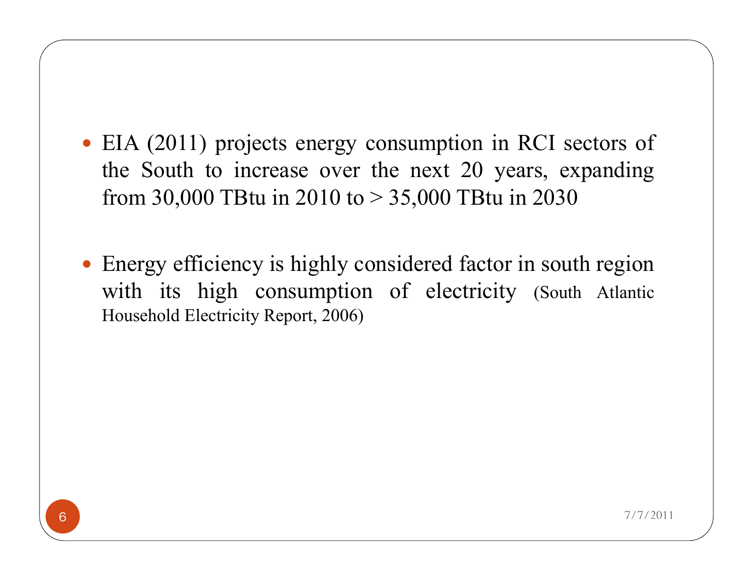- EIA (2011) projects energy consumption in RCI sectors of the South to increase over the next 20 years, expanding from 30,000 TBtu in 2010 to > 35,000 TBtu in 2030

- Energy efficiency is highly considered factor in south region with its high consumption of electricity (South Atlantic Household Electricity Report, 2006)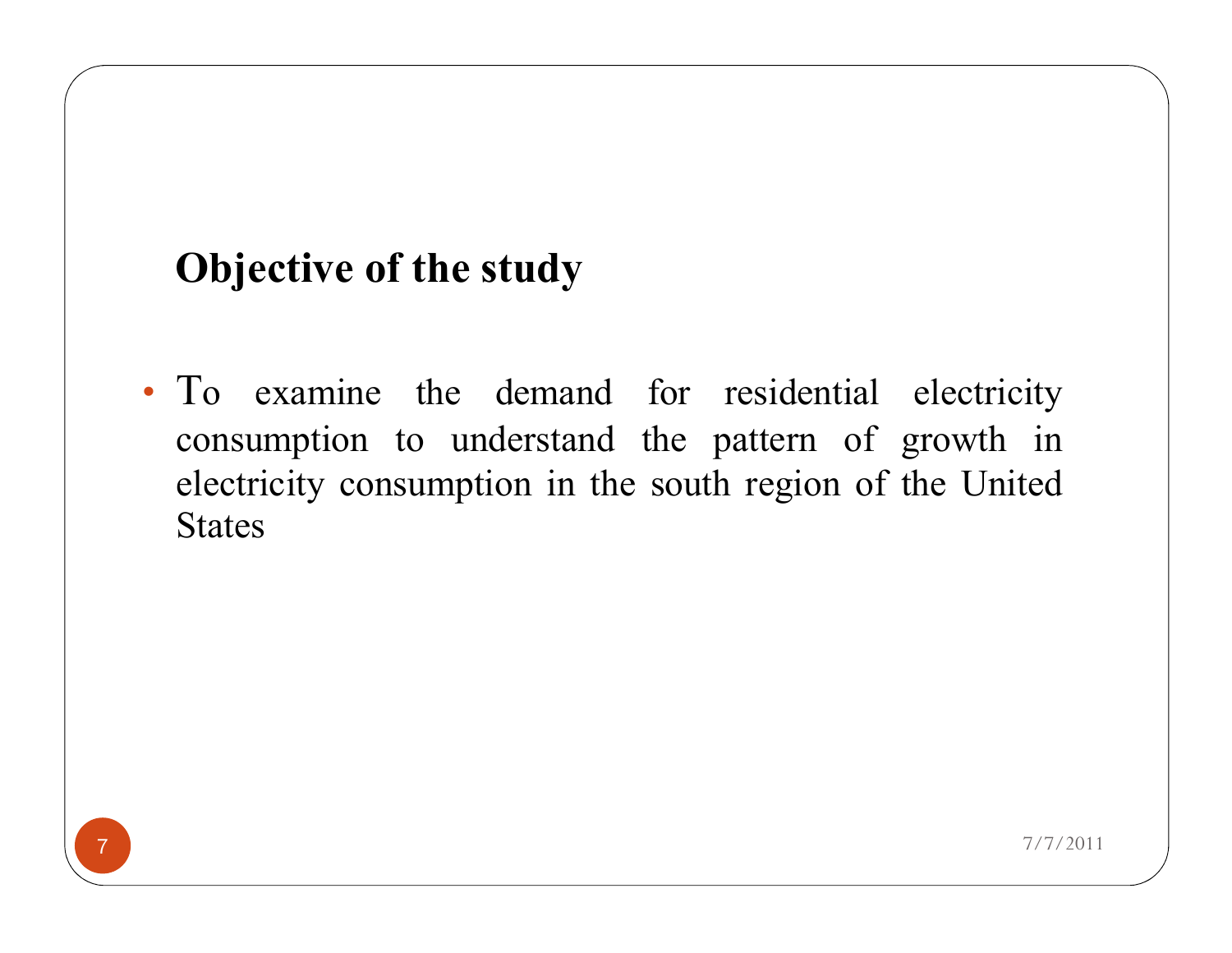## Objective of the study

- To examine the demand for residential electricity consumption to understand the pattern of growth in electricity consumption in the south region of the United States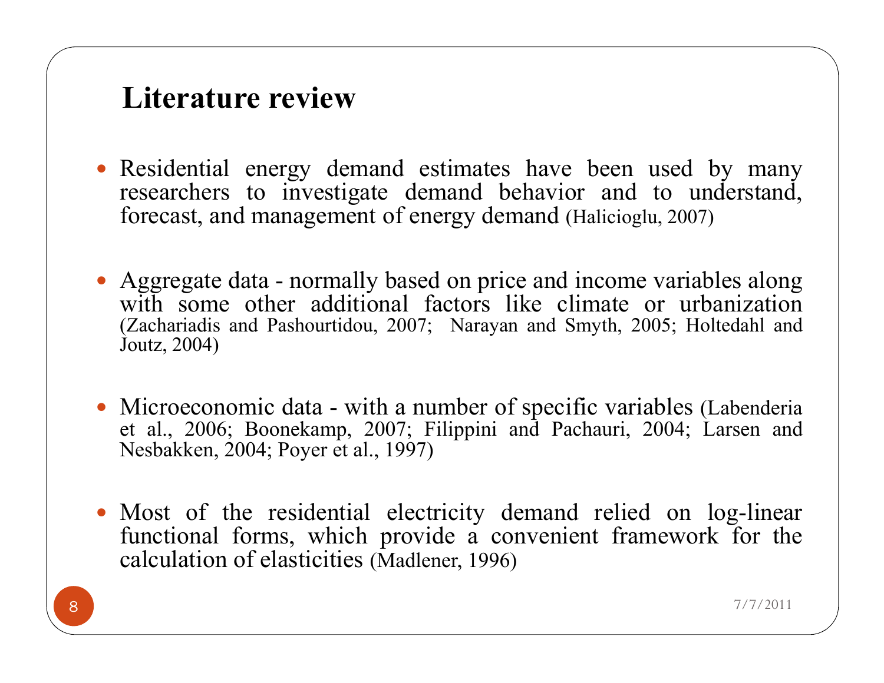# Literature review

- Residential energy demand estimates have been used by many researchers to investigate demand behavior and to understand, forecast, and management of energy demand (Halicioglu, 2007)

- Aggregate data - normally based on price and income variables along with some other additional factors like climate or urbanization (Zachariadis and Pashourtidou, 2007; Narayan and Smyth, 2005; Holtedahl and Joutz, 2004)

- Microeconomic data - with a number of specific variables (Labenderia et al., 2006; Boonekamp, 2007; Filippini and Pachauri, 2004; Larsen and Nesbakken, 2004; Poyer et al., 1997)

- Most of the residential electricity demand relied on log-linear functional forms, which provide a convenient framework for the calculation of elasticities (Madlener, 1996)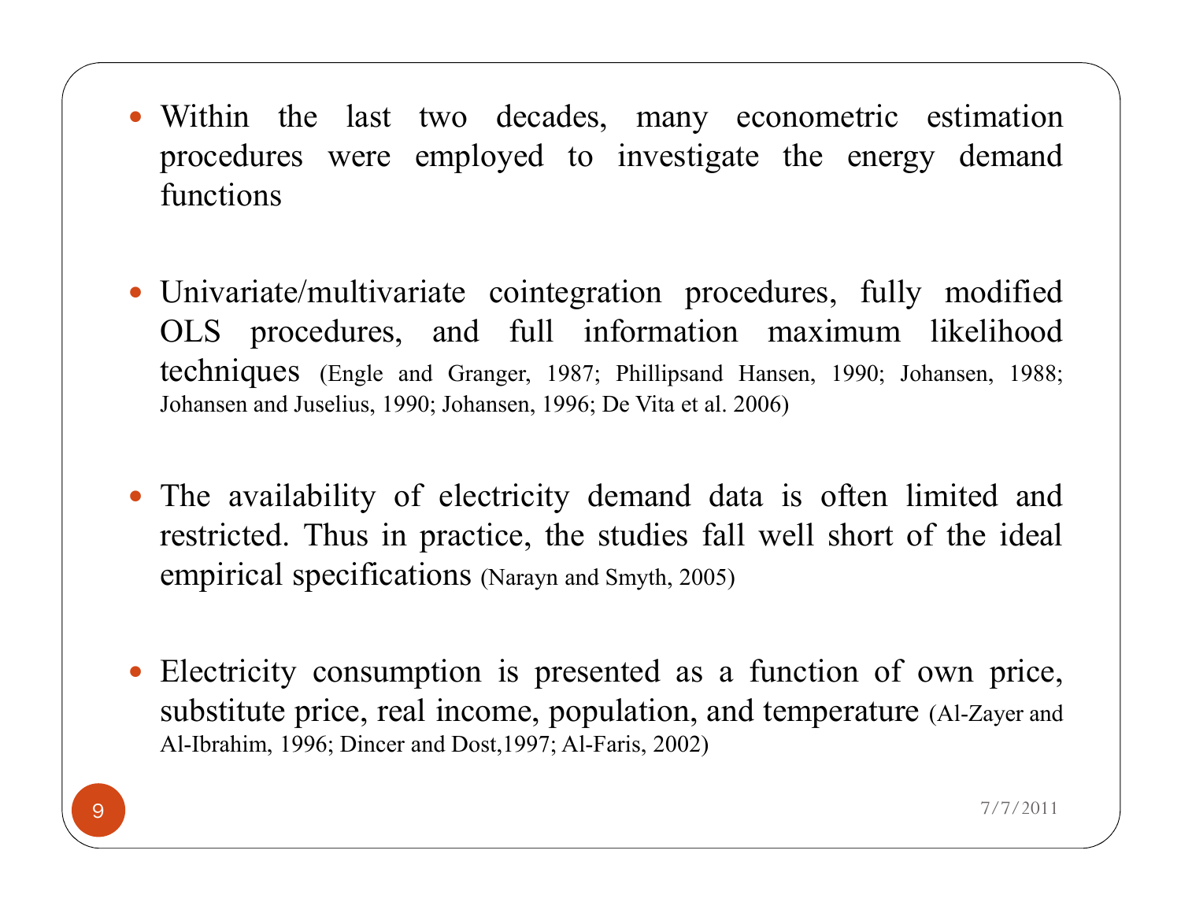- Within the last two decades, many econometric estimation procedures were employed to investigate the energy demand functions

- Univariate/multivariate cointegration procedures, fully modified OLS procedures, and full information maximum likelihood techniques (Engle and Granger, 1987; Phillipsand Hansen, 1990; Johansen, 1988; Johansen and Juselius, 1990; Johansen, 1996; De Vita et al. 2006)

- The availability of electricity demand data is often limited and restricted. Thus in practice, the studies fall well short of the ideal empirical specifications (Narayn and Smyth, 2005)

- Electricity consumption is presented as a function of own price, substitute price, real income, population, and temperature (Al-Zayer and Al-Ibrahim, 1996; Dincer and Dost,1997; Al-Faris, 2002)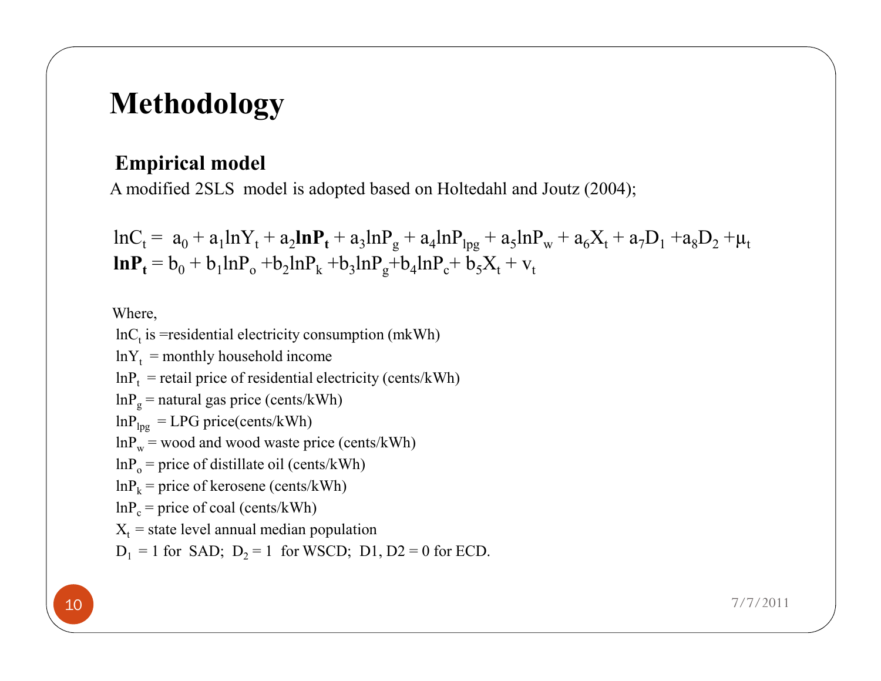# Methodology

## Empirical model

A modified 2SLS model is adopted based on Holtedahl and Joutz (2004);

$$\ln C_t = a_0 + a_1 \ln Y_t + a_2 \mathbf{\ln P_t} + a_3 \ln P_g + a_4 \ln P_{lpg} + a_5 \ln P_w + a_6 X_t + a_7 D_1 + a_8 D_2 + \mu_t$$

$$\mathbf{\ln P_t} = b_0 + b_1 \ln P_o + b_2 \ln P_k + b_3 \ln P_g + b_4 \ln P_c + b_5 X_t + v_t$$

Where,

$\ln C_t$ is =residential electricity consumption (mkWh)

$\ln Y_t$ = monthly household income

$\ln P_t$ = retail price of residential electricity (cents/kWh)

$\ln P_g$ = natural gas price (cents/kWh)

$\ln P_{lpg}$ = LPG price(cents/kWh)

$\ln P_w$ = wood and wood waste price (cents/kWh)

$\ln P_o$ = price of distillate oil (cents/kWh)

$\ln P_k$ = price of kerosene (cents/kWh)

$\ln P_c$ = price of coal (cents/kWh)

$X_t$ = state level annual median population

$D_1$ = 1 for SAD; $D_2$ = 1 for WSCD; D1, D2 = 0 for ECD.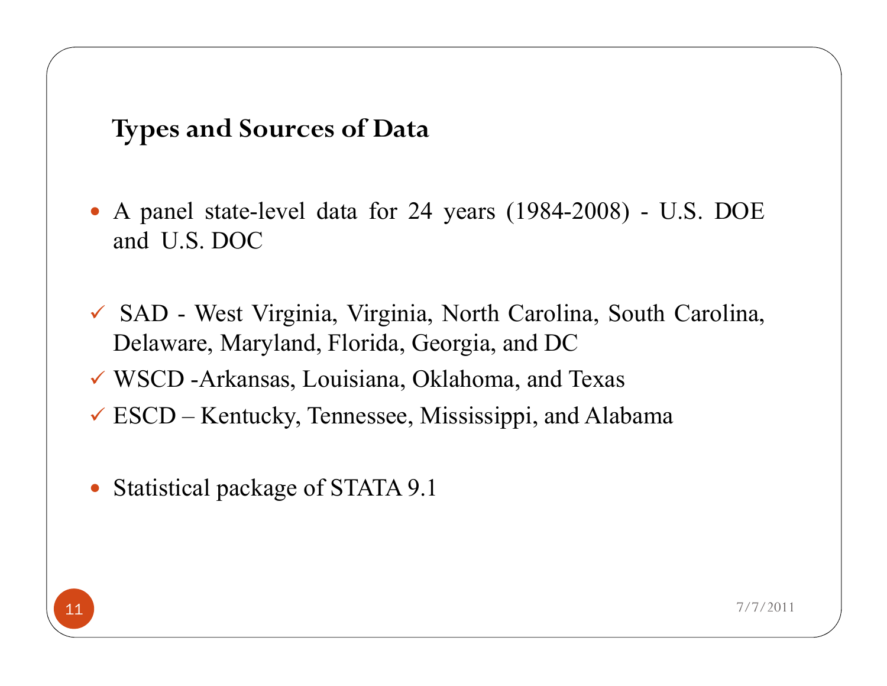## Types and Sources of Data

- A panel state-level data for 24 years (1984-2008) - U.S. DOE and U.S. DOC

- ✓ SAD - West Virginia, Virginia, North Carolina, South Carolina, Delaware, Maryland, Florida, Georgia, and DC
- ✓ WSCD -Arkansas, Louisiana, Oklahoma, and Texas
- ✓ ESCD – Kentucky, Tennessee, Mississippi, and Alabama

- Statistical package of STATA 9.1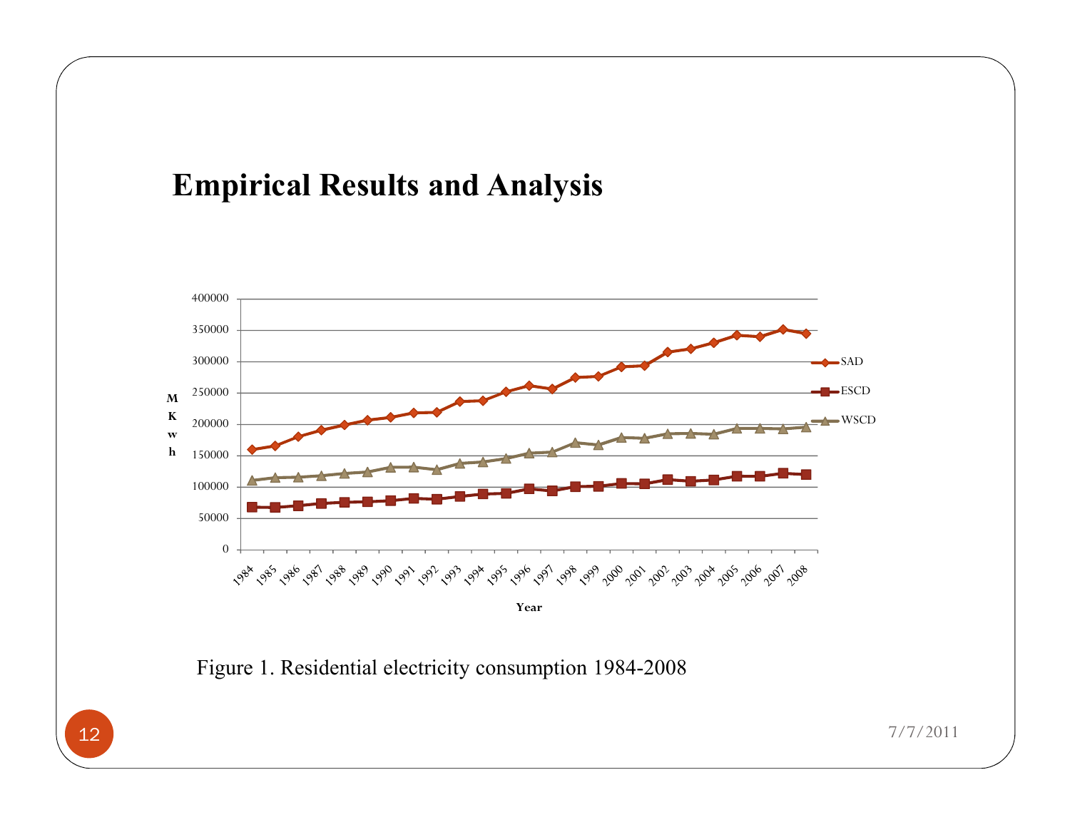# Empirical Results and Analysis

Figure 1. Residential electricity consumption 1984-2008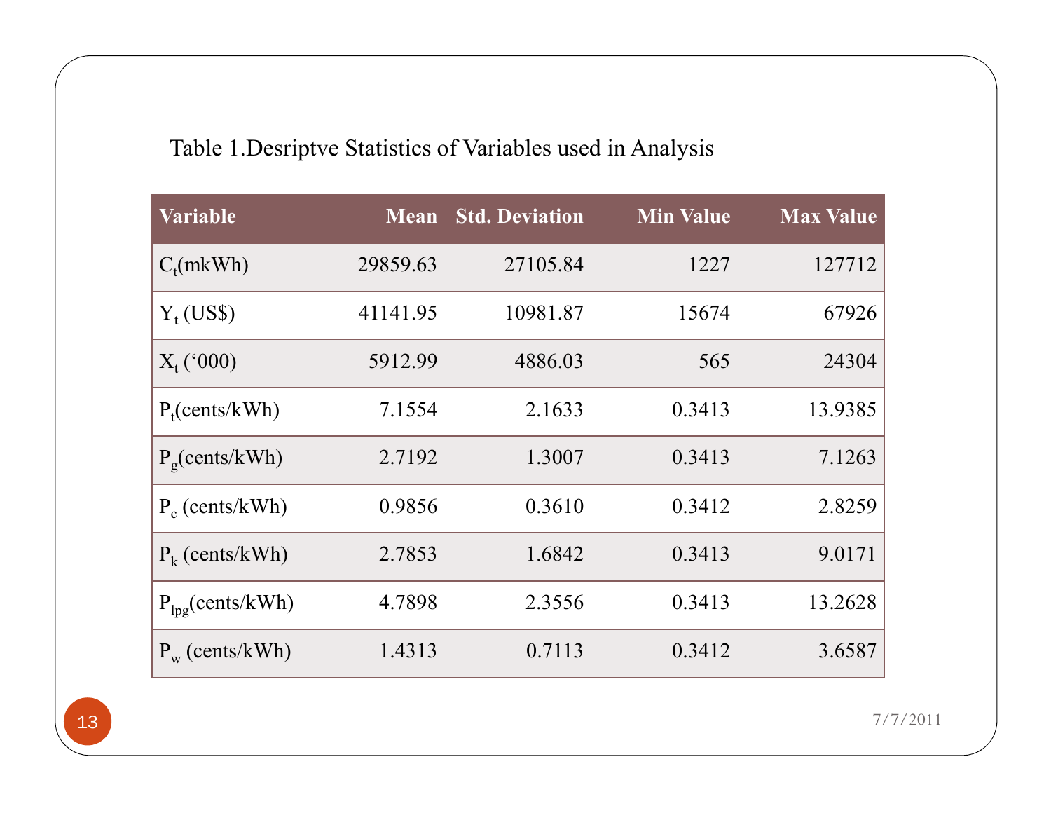Table 1.Desriptve Statistics of Variables used in Analysis

| Variable | Mean | Std. Deviation | Min Value | Max Value |
|---|---|---|---|---|
| $C_t$(mkWh) | 29859.63 | 27105.84 | 1227 | 127712 |
| $Y_t$ (US$) | 41141.95 | 10981.87 | 15674 | 67926 |
| $X_t$ (‘000) | 5912.99 | 4886.03 | 565 | 24304 |
| $P_t$(cents/kWh) | 7.1554 | 2.1633 | 0.3413 | 13.9385 |
| $P_g$(cents/kWh) | 2.7192 | 1.3007 | 0.3413 | 7.1263 |
| $P_c$ (cents/kWh) | 0.9856 | 0.3610 | 0.3412 | 2.8259 |
| $P_k$ (cents/kWh) | 2.7853 | 1.6842 | 0.3413 | 9.0171 |
| $P_{lpg}$(cents/kWh) | 4.7898 | 2.3556 | 0.3413 | 13.2628 |
| $P_w$ (cents/kWh) | 1.4313 | 0.7113 | 0.3412 | 3.6587 |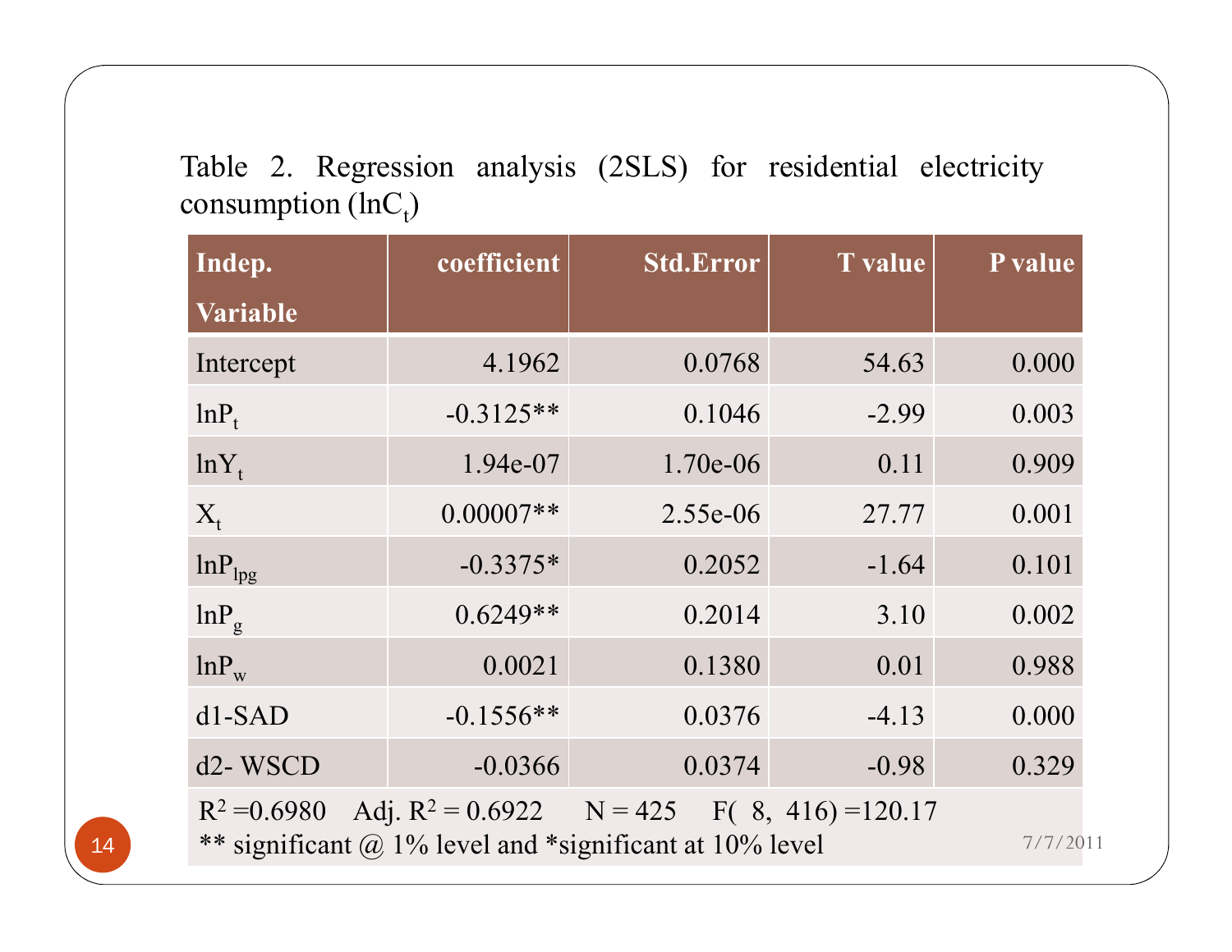Table 2. Regression analysis (2SLS) for residential electricity consumption ($\ln C_t$)

| Indep. Variable | coefficient | Std.Error | T value | P value |
|---|---|---|---|---|
| Intercept | 4.1962 | 0.0768 | 54.63 | 0.000 |
| $\ln P_t$ | -0.3125** | 0.1046 | -2.99 | 0.003 |
| $\ln Y_t$ | 1.94e-07 | 1.70e-06 | 0.11 | 0.909 |
| $X_t$ | 0.00007** | 2.55e-06 | 27.77 | 0.001 |
| $\ln P_{lpg}$ | -0.3375* | 0.2052 | -1.64 | 0.101 |
| $\ln P_g$ | 0.6249** | 0.2014 | 3.10 | 0.002 |
| $\ln P_w$ | 0.0021 | 0.1380 | 0.01 | 0.988 |
| d1-SAD | -0.1556** | 0.0376 | -4.13 | 0.000 |
| d2- WSCD | -0.0366 | 0.0374 | -0.98 | 0.329 |

$R^2$ =0.6980 Adj. $R^2$ = 0.6922 N = 425 $F(8, 416)$ =120.17

** significant @ 1% level and *significant at 10% level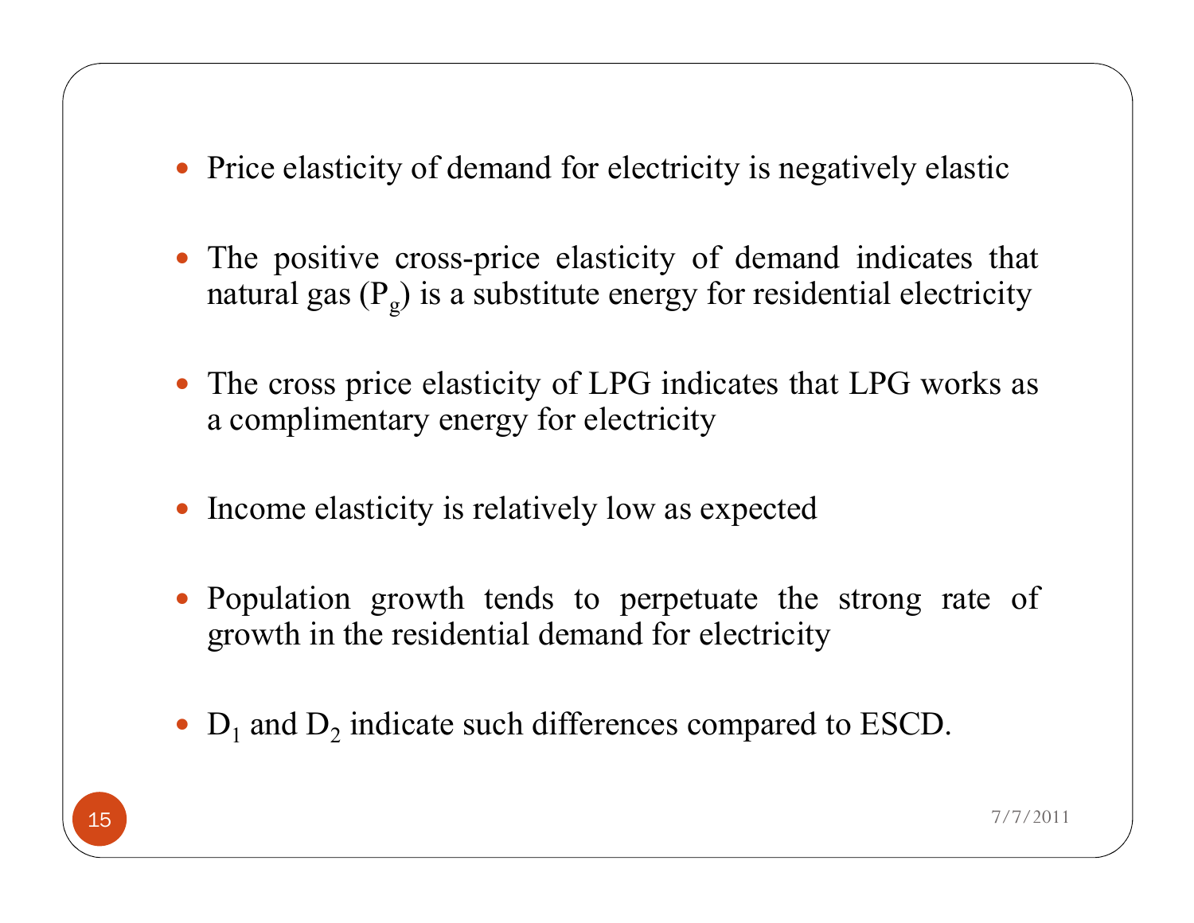- Price elasticity of demand for electricity is negatively elastic
- The positive cross-price elasticity of demand indicates that natural gas ($P_g$) is a substitute energy for residential electricity
- The cross price elasticity of LPG indicates that LPG works as a complimentary energy for electricity
- Income elasticity is relatively low as expected
- Population growth tends to perpetuate the strong rate of growth in the residential demand for electricity
- $D_1$ and $D_2$ indicate such differences compared to ESCD.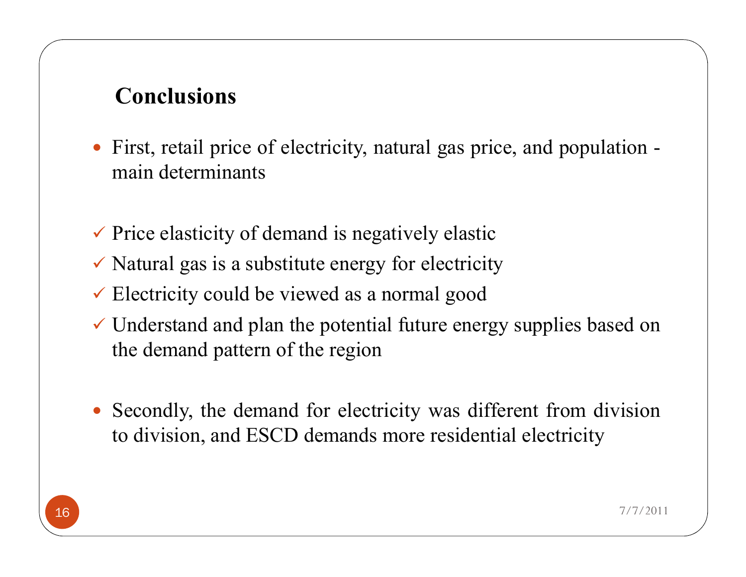## Conclusions

- First, retail price of electricity, natural gas price, and population - main determinants

  - ✓ Price elasticity of demand is negatively elastic
  - ✓ Natural gas is a substitute energy for electricity
  - ✓ Electricity could be viewed as a normal good
  - ✓ Understand and plan the potential future energy supplies based on the demand pattern of the region

- Secondly, the demand for electricity was different from division to division, and ESCD demands more residential electricity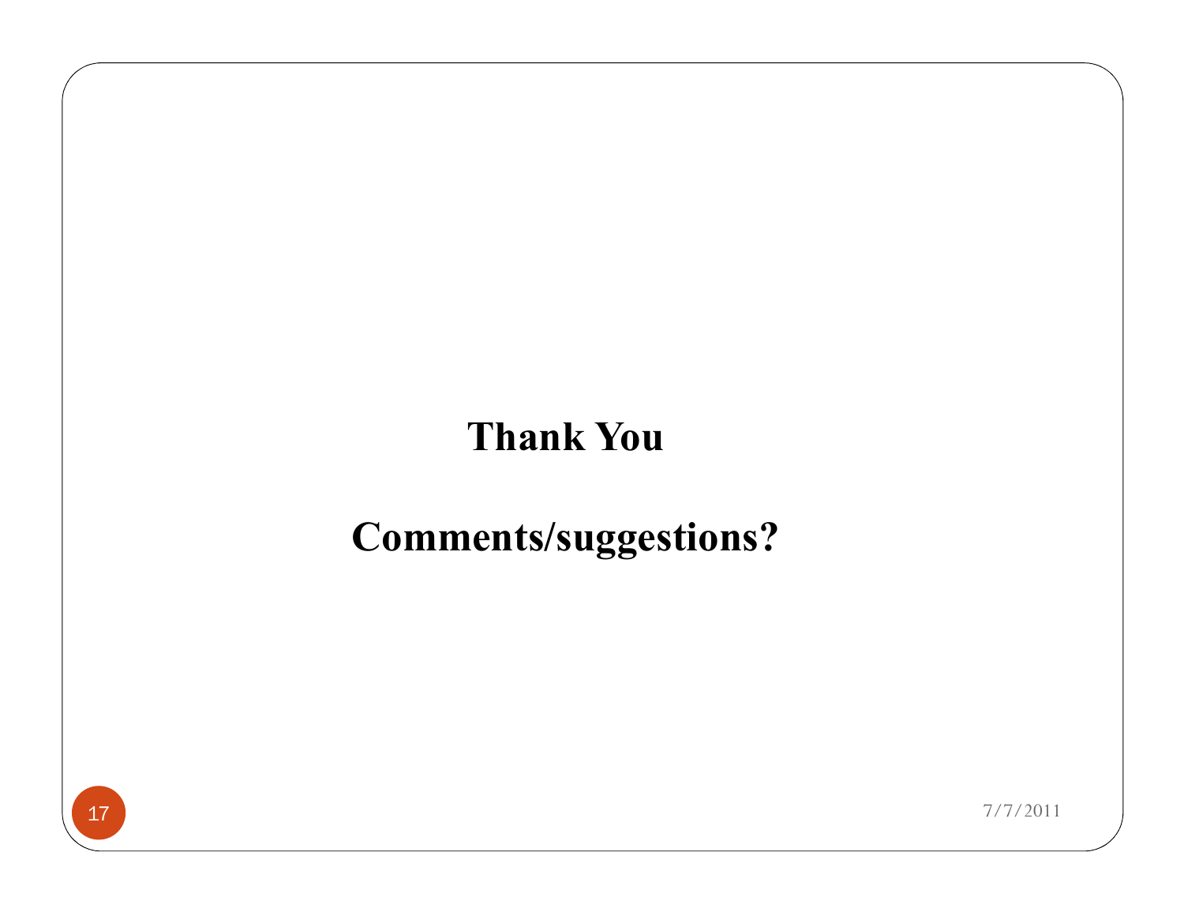**Thank You**

**Comments/suggestions?**